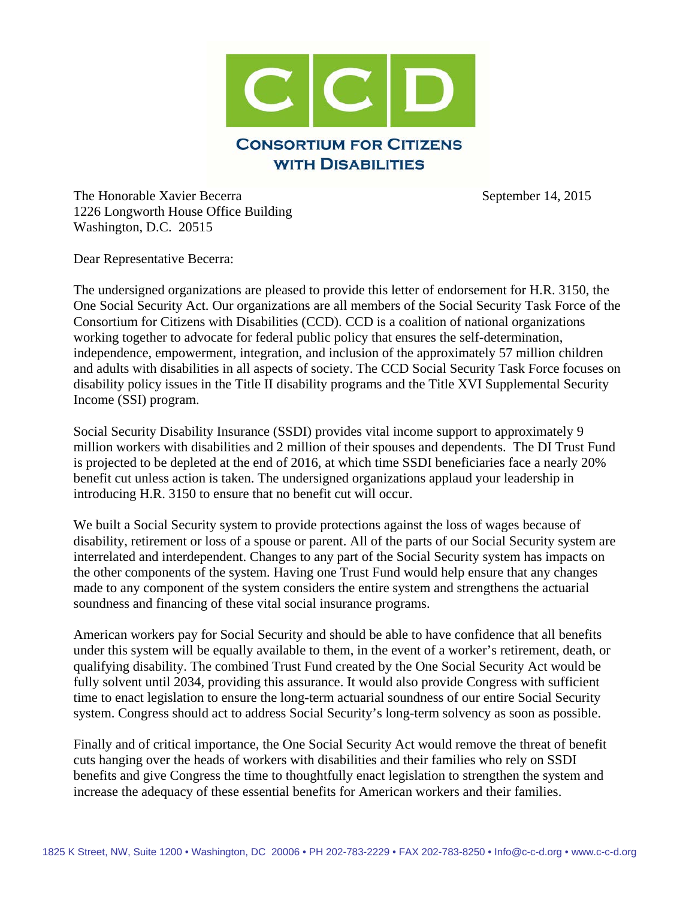# CCD

## Consortium for Citizens with Disabilities

The Honorable Xavier Becerra  
1226 Longworth House Office Building  
Washington, D.C. 20515

September 14, 2015

Dear Representative Becerra:

The undersigned organizations are pleased to provide this letter of endorsement for H.R. 3150, the One Social Security Act. Our organizations are all members of the Social Security Task Force of the Consortium for Citizens with Disabilities (CCD). CCD is a coalition of national organizations working together to advocate for federal public policy that ensures the self-determination, independence, empowerment, integration, and inclusion of the approximately 57 million children and adults with disabilities in all aspects of society. The CCD Social Security Task Force focuses on disability policy issues in the Title II disability programs and the Title XVI Supplemental Security Income (SSI) program.

Social Security Disability Insurance (SSDI) provides vital income support to approximately 9 million workers with disabilities and 2 million of their spouses and dependents. The DI Trust Fund is projected to be depleted at the end of 2016, at which time SSDI beneficiaries face a nearly 20% benefit cut unless action is taken. The undersigned organizations applaud your leadership in introducing H.R. 3150 to ensure that no benefit cut will occur.

We built a Social Security system to provide protections against the loss of wages because of disability, retirement or loss of a spouse or parent. All of the parts of our Social Security system are interrelated and interdependent. Changes to any part of the Social Security system has impacts on the other components of the system. Having one Trust Fund would help ensure that any changes made to any component of the system considers the entire system and strengthens the actuarial soundness and financing of these vital social insurance programs.

American workers pay for Social Security and should be able to have confidence that all benefits under this system will be equally available to them, in the event of a worker's retirement, death, or qualifying disability. The combined Trust Fund created by the One Social Security Act would be fully solvent until 2034, providing this assurance. It would also provide Congress with sufficient time to enact legislation to ensure the long-term actuarial soundness of our entire Social Security system. Congress should act to address Social Security's long-term solvency as soon as possible.

Finally and of critical importance, the One Social Security Act would remove the threat of benefit cuts hanging over the heads of workers with disabilities and their families who rely on SSDI benefits and give Congress the time to thoughtfully enact legislation to strengthen the system and increase the adequacy of these essential benefits for American workers and their families.

1825 K Street, NW, Suite 1200 • Washington, DC 20006 • PH 202-783-2229 • FAX 202-783-8250 • Info@c-c-d.org • www.c-c-d.org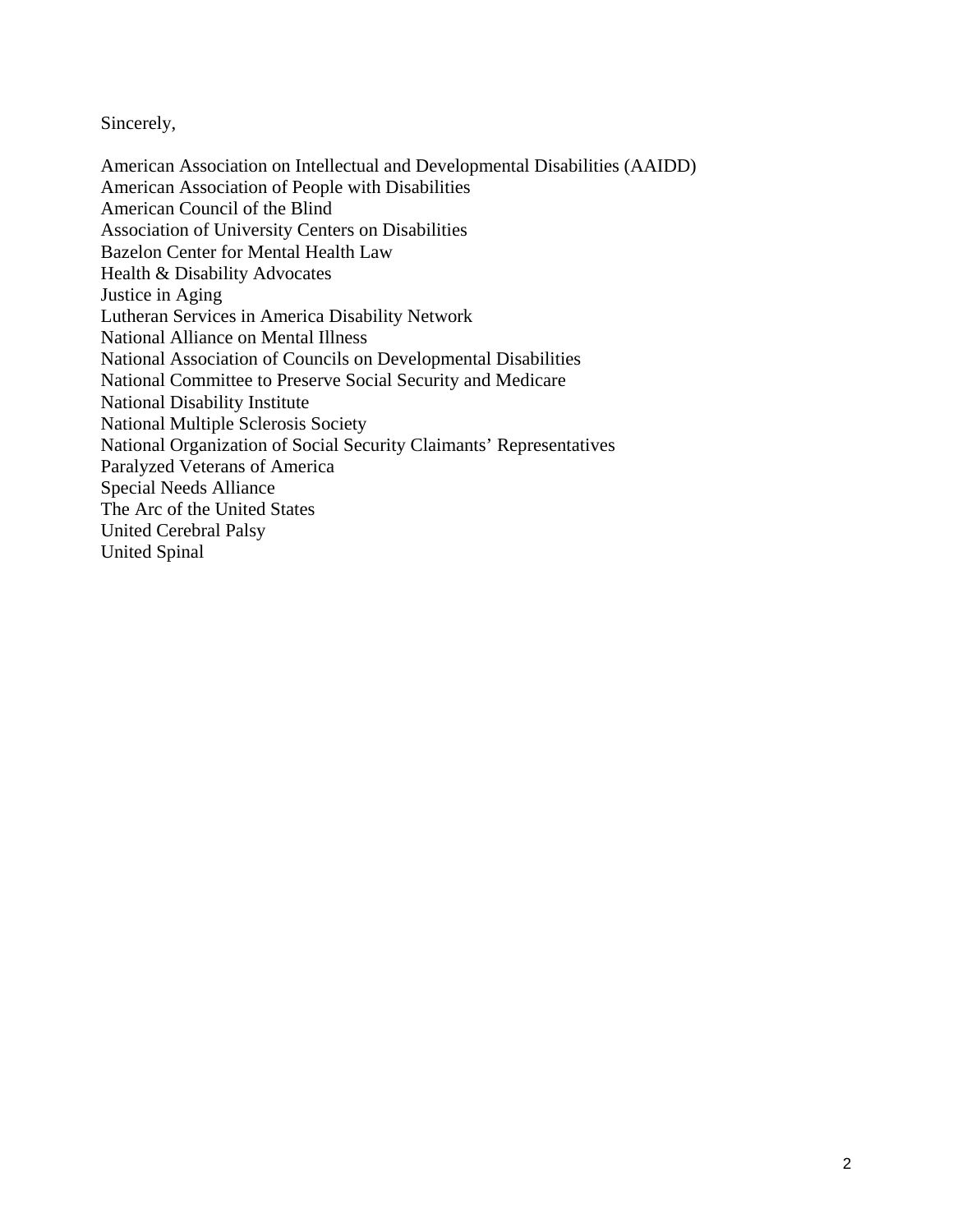Sincerely,

American Association on Intellectual and Developmental Disabilities (AAIDD)
American Association of People with Disabilities
American Council of the Blind
Association of University Centers on Disabilities
Bazelon Center for Mental Health Law
Health & Disability Advocates
Justice in Aging
Lutheran Services in America Disability Network
National Alliance on Mental Illness
National Association of Councils on Developmental Disabilities
National Committee to Preserve Social Security and Medicare
National Disability Institute
National Multiple Sclerosis Society
National Organization of Social Security Claimants' Representatives
Paralyzed Veterans of America
Special Needs Alliance
The Arc of the United States
United Cerebral Palsy
United Spinal